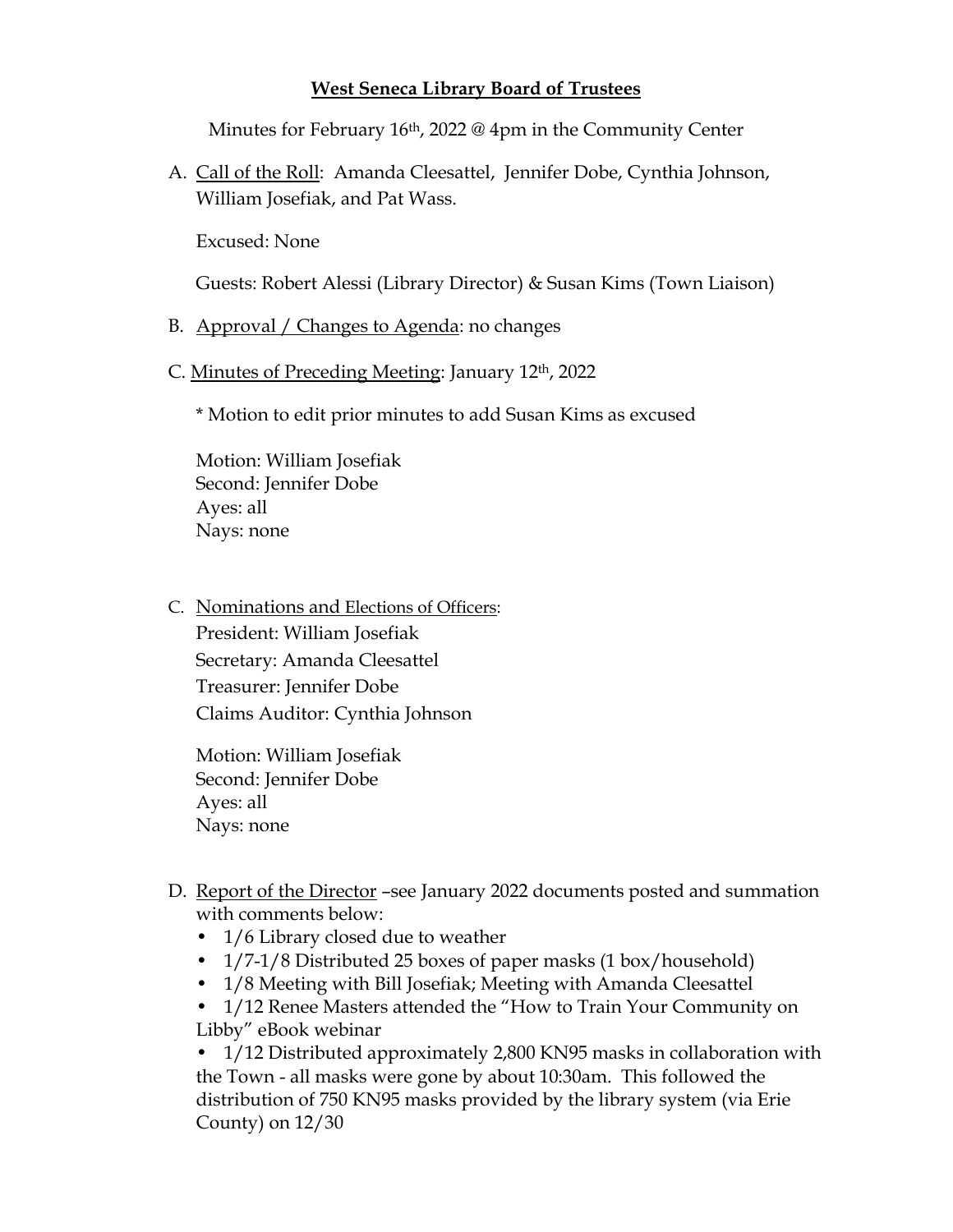# West Seneca Library Board of Trustees

Minutes for February 16th, 2022 @ 4pm in the Community Center

A. Call of the Roll: Amanda Cleesattel, Jennifer Dobe, Cynthia Johnson, William Josefiak, and Pat Wass.

Excused: None

Guests: Robert Alessi (Library Director) & Susan Kims (Town Liaison)

B. Approval / Changes to Agenda: no changes

C. Minutes of Preceding Meeting: January 12th, 2022

* Motion to edit prior minutes to add Susan Kims as excused

Motion: William Josefiak
Second: Jennifer Dobe
Ayes: all
Nays: none

C. Nominations and Elections of Officers:
President: William Josefiak
Secretary: Amanda Cleesattel
Treasurer: Jennifer Dobe
Claims Auditor: Cynthia Johnson

Motion: William Josefiak
Second: Jennifer Dobe
Ayes: all
Nays: none

D. Report of the Director –see January 2022 documents posted and summation with comments below:

- 1/6 Library closed due to weather
- 1/7-1/8 Distributed 25 boxes of paper masks (1 box/household)
- 1/8 Meeting with Bill Josefiak; Meeting with Amanda Cleesattel
- 1/12 Renee Masters attended the "How to Train Your Community on Libby" eBook webinar
- 1/12 Distributed approximately 2,800 KN95 masks in collaboration with the Town - all masks were gone by about 10:30am. This followed the distribution of 750 KN95 masks provided by the library system (via Erie County) on 12/30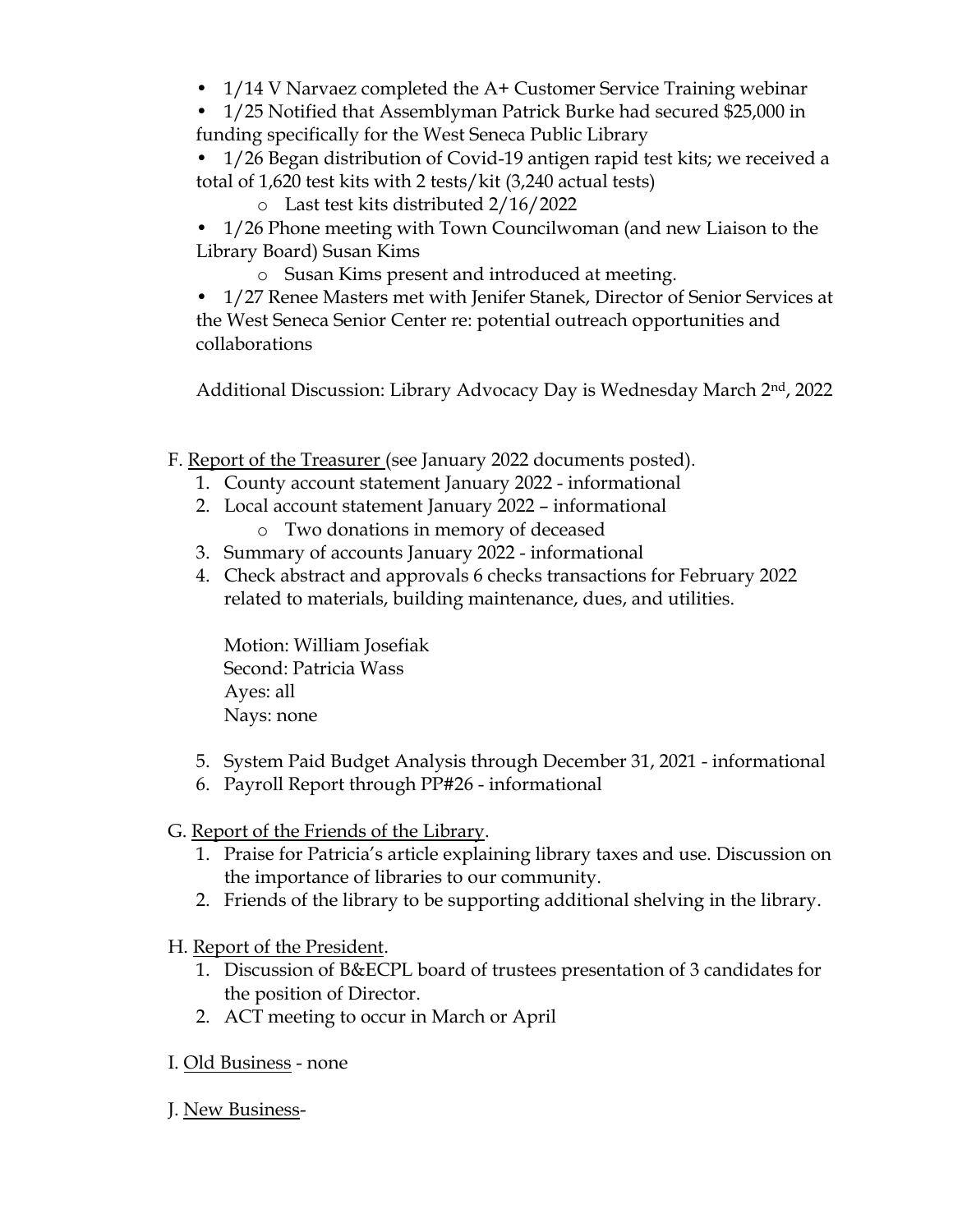- 1/14 V Narvaez completed the A+ Customer Service Training webinar
- 1/25 Notified that Assemblyman Patrick Burke had secured $25,000 in funding specifically for the West Seneca Public Library
- 1/26 Began distribution of Covid-19 antigen rapid test kits; we received a total of 1,620 test kits with 2 tests/kit (3,240 actual tests)
  - Last test kits distributed 2/16/2022
- 1/26 Phone meeting with Town Councilwoman (and new Liaison to the Library Board) Susan Kims
  - Susan Kims present and introduced at meeting.
- 1/27 Renee Masters met with Jenifer Stanek, Director of Senior Services at the West Seneca Senior Center re: potential outreach opportunities and collaborations

Additional Discussion: Library Advocacy Day is Wednesday March 2nd, 2022

F. Report of the Treasurer (see January 2022 documents posted).

1. County account statement January 2022 - informational
2. Local account statement January 2022 – informational
   - Two donations in memory of deceased
3. Summary of accounts January 2022 - informational
4. Check abstract and approvals 6 checks transactions for February 2022 related to materials, building maintenance, dues, and utilities.

   Motion: William Josefiak
   Second: Patricia Wass
   Ayes: all
   Nays: none

5. System Paid Budget Analysis through December 31, 2021 - informational
6. Payroll Report through PP#26 - informational

G. Report of the Friends of the Library.

1. Praise for Patricia's article explaining library taxes and use. Discussion on the importance of libraries to our community.
2. Friends of the library to be supporting additional shelving in the library.

H. Report of the President.

1. Discussion of B&ECPL board of trustees presentation of 3 candidates for the position of Director.
2. ACT meeting to occur in March or April

I. Old Business - none

J. New Business-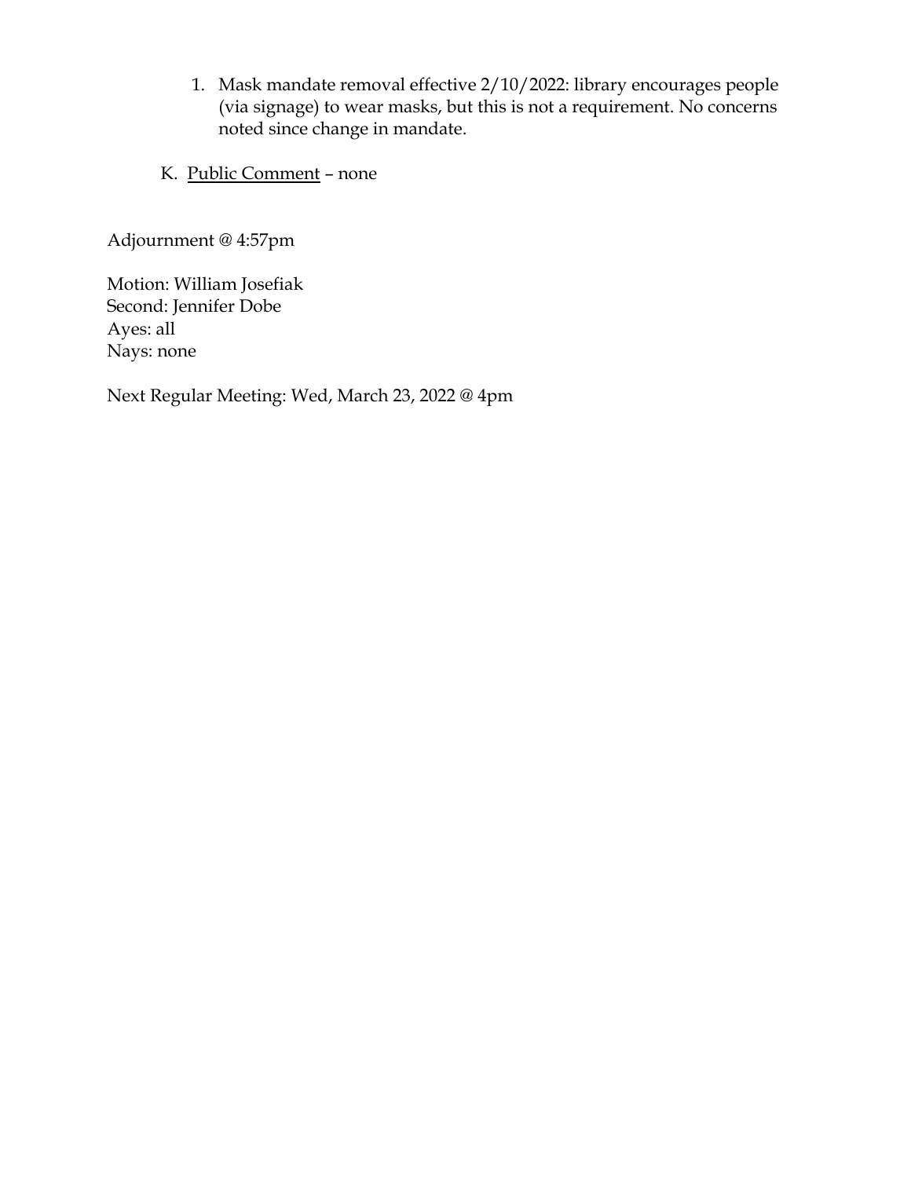1. Mask mandate removal effective 2/10/2022: library encourages people (via signage) to wear masks, but this is not a requirement. No concerns noted since change in mandate.

K. <u>Public Comment</u> – none

Adjournment @ 4:57pm

Motion: William Josefiak
Second: Jennifer Dobe
Ayes: all
Nays: none

Next Regular Meeting: Wed, March 23, 2022 @ 4pm